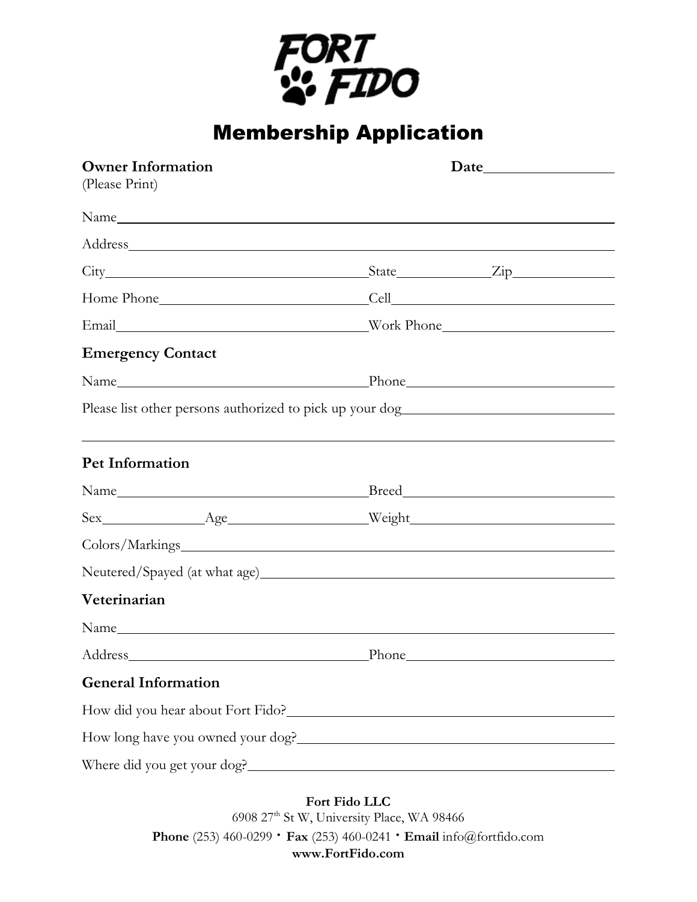# FORT FIDO

## Membership Application

**Owner Information** **Date**\_\_\_\_\_\_\_\_\_\_\_\_\_\_\_\_
(Please Print)

Name\_\_\_\_\_\_\_\_\_\_\_\_\_\_\_\_\_\_\_\_\_\_\_\_\_\_\_\_\_\_\_\_\_\_\_\_\_\_\_\_\_\_\_\_\_\_\_\_\_\_\_\_\_\_\_\_\_\_\_\_

Address\_\_\_\_\_\_\_\_\_\_\_\_\_\_\_\_\_\_\_\_\_\_\_\_\_\_\_\_\_\_\_\_\_\_\_\_\_\_\_\_\_\_\_\_\_\_\_\_\_\_\_\_\_\_\_\_\_\_

City\_\_\_\_\_\_\_\_\_\_\_\_\_\_\_\_\_\_\_\_\_\_\_\_\_\_\_\_\_\_State\_\_\_\_\_\_\_\_\_\_Zip\_\_\_\_\_\_\_\_\_\_\_\_

Home Phone\_\_\_\_\_\_\_\_\_\_\_\_\_\_\_\_\_\_\_\_\_\_\_\_\_\_Cell\_\_\_\_\_\_\_\_\_\_\_\_\_\_\_\_\_\_\_\_\_\_\_\_\_\_

Email\_\_\_\_\_\_\_\_\_\_\_\_\_\_\_\_\_\_\_\_\_\_\_\_\_\_\_\_\_\_\_Work Phone\_\_\_\_\_\_\_\_\_\_\_\_\_\_\_\_\_\_\_\_\_\_

**Emergency Contact**

Name\_\_\_\_\_\_\_\_\_\_\_\_\_\_\_\_\_\_\_\_\_\_\_\_\_\_\_\_\_\_\_Phone\_\_\_\_\_\_\_\_\_\_\_\_\_\_\_\_\_\_\_\_\_\_\_\_\_\_

Please list other persons authorized to pick up your dog\_\_\_\_\_\_\_\_\_\_\_\_\_\_\_\_\_\_\_\_\_\_\_\_\_

\_\_\_\_\_\_\_\_\_\_\_\_\_\_\_\_\_\_\_\_\_\_\_\_\_\_\_\_\_\_\_\_\_\_\_\_\_\_\_\_\_\_\_\_\_\_\_\_\_\_\_\_\_\_\_\_\_\_\_\_\_\_\_\_\_\_\_\_

**Pet Information**

Name\_\_\_\_\_\_\_\_\_\_\_\_\_\_\_\_\_\_\_\_\_\_\_\_\_\_\_\_\_\_\_Breed\_\_\_\_\_\_\_\_\_\_\_\_\_\_\_\_\_\_\_\_\_\_\_\_\_\_

Sex\_\_\_\_\_\_\_\_\_\_\_\_Age\_\_\_\_\_\_\_\_\_\_\_\_\_\_\_\_\_\_Weight\_\_\_\_\_\_\_\_\_\_\_\_\_\_\_\_\_\_\_\_\_\_\_\_\_

Colors/Markings\_\_\_\_\_\_\_\_\_\_\_\_\_\_\_\_\_\_\_\_\_\_\_\_\_\_\_\_\_\_\_\_\_\_\_\_\_\_\_\_\_\_\_\_\_\_\_\_\_\_\_\_\_\_

Neutered/Spayed (at what age)\_\_\_\_\_\_\_\_\_\_\_\_\_\_\_\_\_\_\_\_\_\_\_\_\_\_\_\_\_\_\_\_\_\_\_\_\_\_\_\_\_\_\_

**Veterinarian**

Name\_\_\_\_\_\_\_\_\_\_\_\_\_\_\_\_\_\_\_\_\_\_\_\_\_\_\_\_\_\_\_\_\_\_\_\_\_\_\_\_\_\_\_\_\_\_\_\_\_\_\_\_\_\_\_\_\_\_\_\_\_\_\_

Address\_\_\_\_\_\_\_\_\_\_\_\_\_\_\_\_\_\_\_\_\_\_\_\_\_\_\_\_\_Phone\_\_\_\_\_\_\_\_\_\_\_\_\_\_\_\_\_\_\_\_\_\_\_\_\_\_

**General Information**

How did you hear about Fort Fido?\_\_\_\_\_\_\_\_\_\_\_\_\_\_\_\_\_\_\_\_\_\_\_\_\_\_\_\_\_\_\_\_\_\_\_\_\_\_\_

How long have you owned your dog?\_\_\_\_\_\_\_\_\_\_\_\_\_\_\_\_\_\_\_\_\_\_\_\_\_\_\_\_\_\_\_\_\_\_\_\_\_\_

Where did you get your dog?\_\_\_\_\_\_\_\_\_\_\_\_\_\_\_\_\_\_\_\_\_\_\_\_\_\_\_\_\_\_\_\_\_\_\_\_\_\_\_\_\_\_\_

**Fort Fido LLC**
6908 27th St W, University Place, WA 98466
**Phone** (253) 460-0299 · **Fax** (253) 460-0241 · **Email** info@fortfido.com
**www.FortFido.com**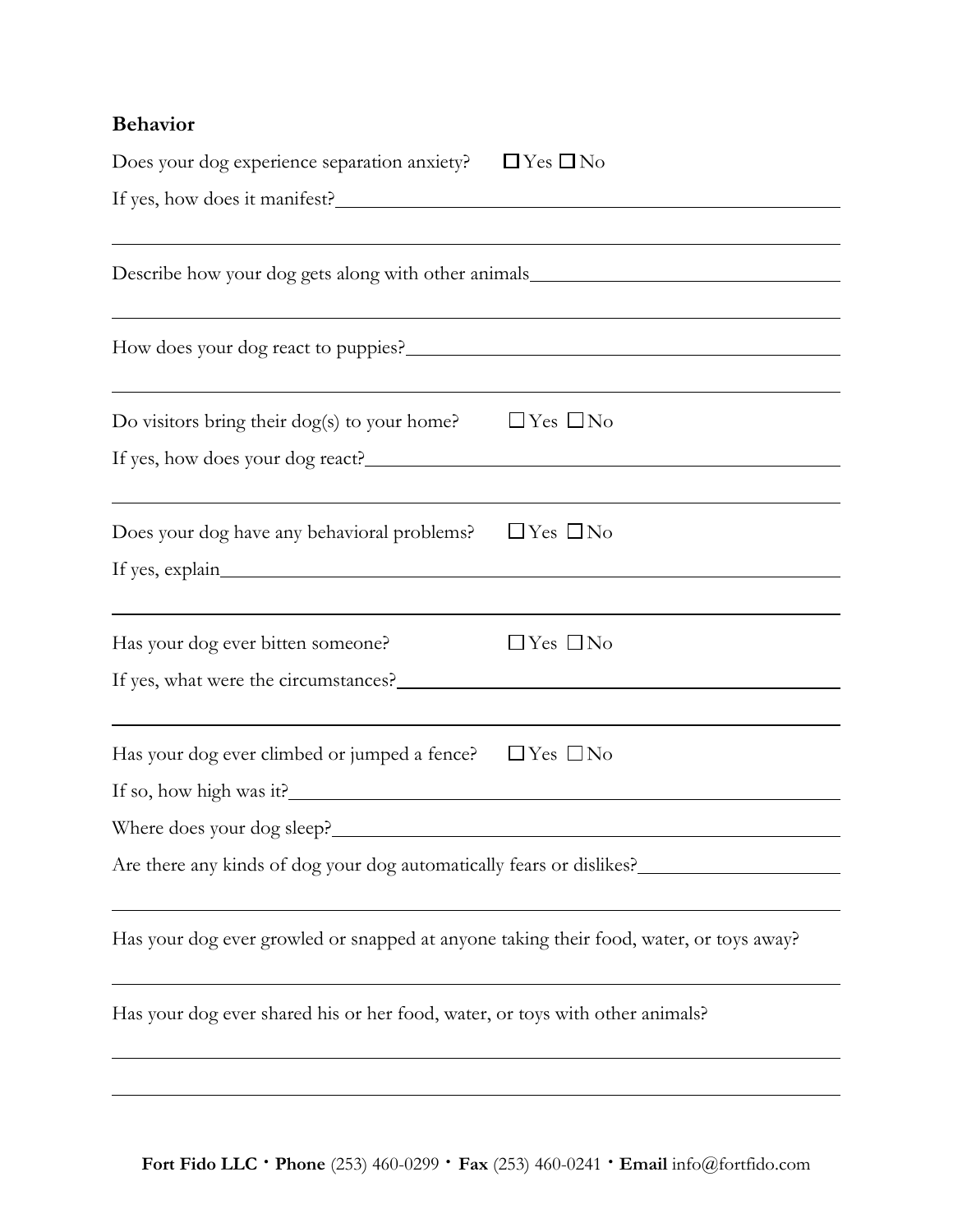## Behavior

Does your dog experience separation anxiety? ☐ Yes ☐ No

If yes, how does it manifest?\_\_\_\_\_\_\_\_\_\_\_\_\_\_\_\_\_\_\_\_\_\_\_\_\_\_\_\_\_\_\_\_\_\_\_\_\_\_\_\_

\_\_\_\_\_\_\_\_\_\_\_\_\_\_\_\_\_\_\_\_\_\_\_\_\_\_\_\_\_\_\_\_\_\_\_\_\_\_\_\_\_\_\_\_\_\_\_\_\_\_\_\_\_\_\_\_\_\_\_\_\_\_\_\_\_\_\_\_

Describe how your dog gets along with other animals\_\_\_\_\_\_\_\_\_\_\_\_\_\_\_\_\_\_\_\_\_\_\_\_\_\_

\_\_\_\_\_\_\_\_\_\_\_\_\_\_\_\_\_\_\_\_\_\_\_\_\_\_\_\_\_\_\_\_\_\_\_\_\_\_\_\_\_\_\_\_\_\_\_\_\_\_\_\_\_\_\_\_\_\_\_\_\_\_\_\_\_\_\_\_

How does your dog react to puppies?\_\_\_\_\_\_\_\_\_\_\_\_\_\_\_\_\_\_\_\_\_\_\_\_\_\_\_\_\_\_\_\_\_\_\_\_\_

\_\_\_\_\_\_\_\_\_\_\_\_\_\_\_\_\_\_\_\_\_\_\_\_\_\_\_\_\_\_\_\_\_\_\_\_\_\_\_\_\_\_\_\_\_\_\_\_\_\_\_\_\_\_\_\_\_\_\_\_\_\_\_\_\_\_\_\_

Do visitors bring their dog(s) to your home? ☐ Yes ☐ No

If yes, how does your dog react?\_\_\_\_\_\_\_\_\_\_\_\_\_\_\_\_\_\_\_\_\_\_\_\_\_\_\_\_\_\_\_\_\_\_\_\_\_\_\_\_

\_\_\_\_\_\_\_\_\_\_\_\_\_\_\_\_\_\_\_\_\_\_\_\_\_\_\_\_\_\_\_\_\_\_\_\_\_\_\_\_\_\_\_\_\_\_\_\_\_\_\_\_\_\_\_\_\_\_\_\_\_\_\_\_\_\_\_\_

Does your dog have any behavioral problems? ☐ Yes ☐ No

If yes, explain\_\_\_\_\_\_\_\_\_\_\_\_\_\_\_\_\_\_\_\_\_\_\_\_\_\_\_\_\_\_\_\_\_\_\_\_\_\_\_\_\_\_\_\_\_\_\_\_\_\_\_\_\_\_

\_\_\_\_\_\_\_\_\_\_\_\_\_\_\_\_\_\_\_\_\_\_\_\_\_\_\_\_\_\_\_\_\_\_\_\_\_\_\_\_\_\_\_\_\_\_\_\_\_\_\_\_\_\_\_\_\_\_\_\_\_\_\_\_\_\_\_\_

Has your dog ever bitten someone? ☐ Yes ☐ No

If yes, what were the circumstances?\_\_\_\_\_\_\_\_\_\_\_\_\_\_\_\_\_\_\_\_\_\_\_\_\_\_\_\_\_\_\_\_\_\_\_\_\_

\_\_\_\_\_\_\_\_\_\_\_\_\_\_\_\_\_\_\_\_\_\_\_\_\_\_\_\_\_\_\_\_\_\_\_\_\_\_\_\_\_\_\_\_\_\_\_\_\_\_\_\_\_\_\_\_\_\_\_\_\_\_\_\_\_\_\_\_

Has your dog ever climbed or jumped a fence? ☐ Yes ☐ No

If so, how high was it?\_\_\_\_\_\_\_\_\_\_\_\_\_\_\_\_\_\_\_\_\_\_\_\_\_\_\_\_\_\_\_\_\_\_\_\_\_\_\_\_\_\_\_\_\_\_\_\_

Where does your dog sleep?\_\_\_\_\_\_\_\_\_\_\_\_\_\_\_\_\_\_\_\_\_\_\_\_\_\_\_\_\_\_\_\_\_\_\_\_\_\_\_\_\_\_\_\_

Are there any kinds of dog your dog automatically fears or dislikes?\_\_\_\_\_\_\_\_\_\_\_\_\_\_\_\_

\_\_\_\_\_\_\_\_\_\_\_\_\_\_\_\_\_\_\_\_\_\_\_\_\_\_\_\_\_\_\_\_\_\_\_\_\_\_\_\_\_\_\_\_\_\_\_\_\_\_\_\_\_\_\_\_\_\_\_\_\_\_\_\_\_\_\_\_

Has your dog ever growled or snapped at anyone taking their food, water, or toys away?

\_\_\_\_\_\_\_\_\_\_\_\_\_\_\_\_\_\_\_\_\_\_\_\_\_\_\_\_\_\_\_\_\_\_\_\_\_\_\_\_\_\_\_\_\_\_\_\_\_\_\_\_\_\_\_\_\_\_\_\_\_\_\_\_\_\_\_\_

Has your dog ever shared his or her food, water, or toys with other animals?

\_\_\_\_\_\_\_\_\_\_\_\_\_\_\_\_\_\_\_\_\_\_\_\_\_\_\_\_\_\_\_\_\_\_\_\_\_\_\_\_\_\_\_\_\_\_\_\_\_\_\_\_\_\_\_\_\_\_\_\_\_\_\_\_\_\_\_\_

\_\_\_\_\_\_\_\_\_\_\_\_\_\_\_\_\_\_\_\_\_\_\_\_\_\_\_\_\_\_\_\_\_\_\_\_\_\_\_\_\_\_\_\_\_\_\_\_\_\_\_\_\_\_\_\_\_\_\_\_\_\_\_\_\_\_\_\_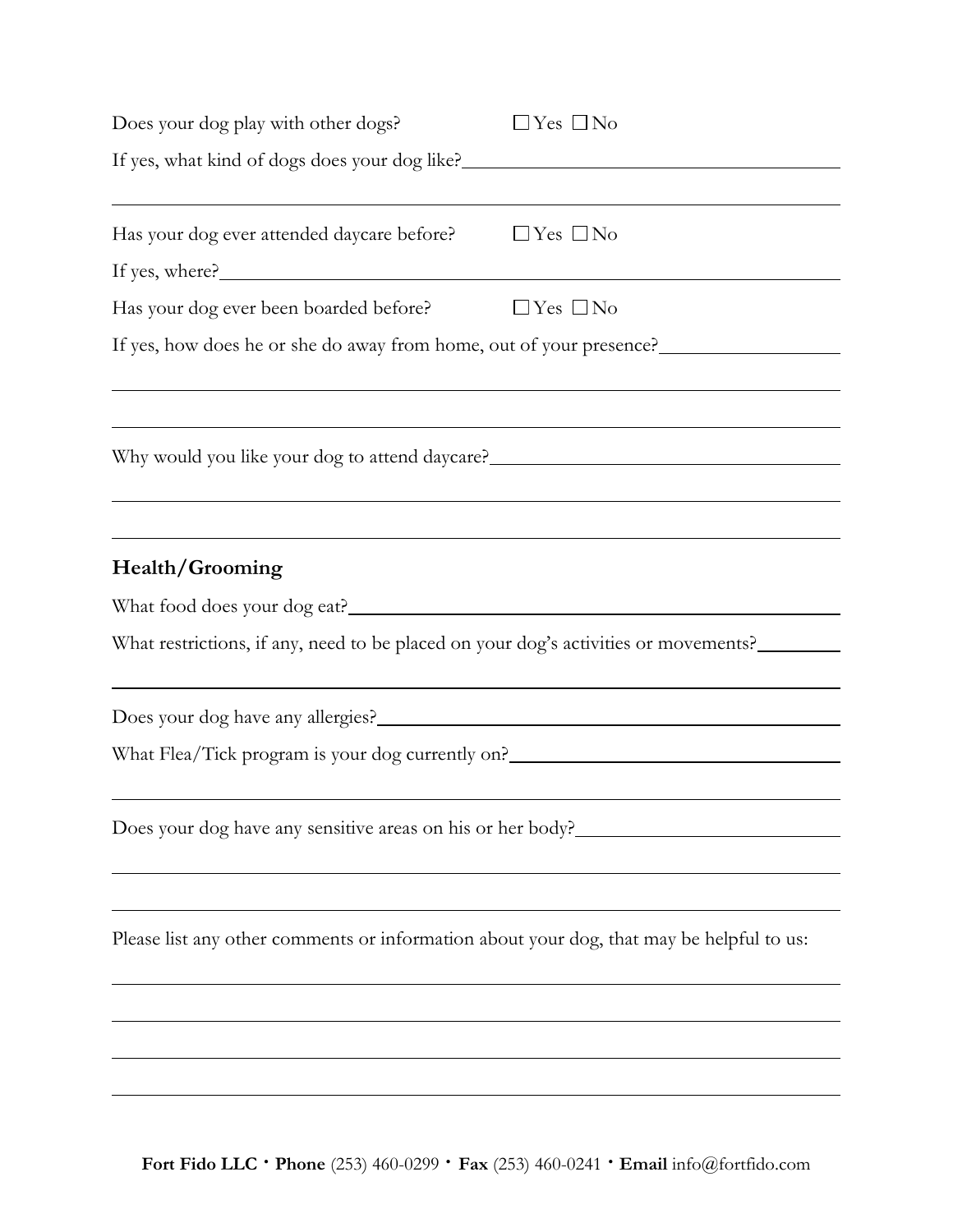Does your dog play with other dogs? ☐ Yes ☐ No

If yes, what kind of dogs does your dog like?\_\_\_\_\_\_\_\_\_\_\_\_\_\_\_\_\_\_\_\_\_\_\_\_\_\_\_\_\_\_\_\_\_\_\_\_\_\_\_\_

\_\_\_\_\_\_\_\_\_\_\_\_\_\_\_\_\_\_\_\_\_\_\_\_\_\_\_\_\_\_\_\_\_\_\_\_\_\_\_\_\_\_\_\_\_\_\_\_\_\_\_\_\_\_\_\_\_\_\_\_\_\_\_\_\_\_\_\_\_\_\_\_\_\_\_\_\_\_\_\_

Has your dog ever attended daycare before? ☐ Yes ☐ No

If yes, where?\_\_\_\_\_\_\_\_\_\_\_\_\_\_\_\_\_\_\_\_\_\_\_\_\_\_\_\_\_\_\_\_\_\_\_\_\_\_\_\_\_\_\_\_\_\_\_\_\_\_\_\_\_\_\_\_\_\_\_\_\_\_\_\_\_\_\_\_

Has your dog ever been boarded before? ☐ Yes ☐ No

If yes, how does he or she do away from home, out of your presence?\_\_\_\_\_\_\_\_\_\_\_\_\_\_\_\_\_\_\_\_

\_\_\_\_\_\_\_\_\_\_\_\_\_\_\_\_\_\_\_\_\_\_\_\_\_\_\_\_\_\_\_\_\_\_\_\_\_\_\_\_\_\_\_\_\_\_\_\_\_\_\_\_\_\_\_\_\_\_\_\_\_\_\_\_\_\_\_\_\_\_\_\_\_\_\_\_\_\_\_\_

\_\_\_\_\_\_\_\_\_\_\_\_\_\_\_\_\_\_\_\_\_\_\_\_\_\_\_\_\_\_\_\_\_\_\_\_\_\_\_\_\_\_\_\_\_\_\_\_\_\_\_\_\_\_\_\_\_\_\_\_\_\_\_\_\_\_\_\_\_\_\_\_\_\_\_\_\_\_\_\_

Why would you like your dog to attend daycare?\_\_\_\_\_\_\_\_\_\_\_\_\_\_\_\_\_\_\_\_\_\_\_\_\_\_\_\_\_\_\_\_\_\_\_\_\_\_

\_\_\_\_\_\_\_\_\_\_\_\_\_\_\_\_\_\_\_\_\_\_\_\_\_\_\_\_\_\_\_\_\_\_\_\_\_\_\_\_\_\_\_\_\_\_\_\_\_\_\_\_\_\_\_\_\_\_\_\_\_\_\_\_\_\_\_\_\_\_\_\_\_\_\_\_\_\_\_\_

\_\_\_\_\_\_\_\_\_\_\_\_\_\_\_\_\_\_\_\_\_\_\_\_\_\_\_\_\_\_\_\_\_\_\_\_\_\_\_\_\_\_\_\_\_\_\_\_\_\_\_\_\_\_\_\_\_\_\_\_\_\_\_\_\_\_\_\_\_\_\_\_\_\_\_\_\_\_\_\_

## Health/Grooming

What food does your dog eat?\_\_\_\_\_\_\_\_\_\_\_\_\_\_\_\_\_\_\_\_\_\_\_\_\_\_\_\_\_\_\_\_\_\_\_\_\_\_\_\_\_\_\_\_\_\_\_\_\_\_\_\_\_\_

What restrictions, if any, need to be placed on your dog's activities or movements?\_\_\_\_\_\_\_\_

\_\_\_\_\_\_\_\_\_\_\_\_\_\_\_\_\_\_\_\_\_\_\_\_\_\_\_\_\_\_\_\_\_\_\_\_\_\_\_\_\_\_\_\_\_\_\_\_\_\_\_\_\_\_\_\_\_\_\_\_\_\_\_\_\_\_\_\_\_\_\_\_\_\_\_\_\_\_\_\_

Does your dog have any allergies?\_\_\_\_\_\_\_\_\_\_\_\_\_\_\_\_\_\_\_\_\_\_\_\_\_\_\_\_\_\_\_\_\_\_\_\_\_\_\_\_\_\_\_\_\_\_\_\_\_

What Flea/Tick program is your dog currently on?\_\_\_\_\_\_\_\_\_\_\_\_\_\_\_\_\_\_\_\_\_\_\_\_\_\_\_\_\_\_\_\_\_\_\_\_\_

\_\_\_\_\_\_\_\_\_\_\_\_\_\_\_\_\_\_\_\_\_\_\_\_\_\_\_\_\_\_\_\_\_\_\_\_\_\_\_\_\_\_\_\_\_\_\_\_\_\_\_\_\_\_\_\_\_\_\_\_\_\_\_\_\_\_\_\_\_\_\_\_\_\_\_\_\_\_\_\_

Does your dog have any sensitive areas on his or her body?\_\_\_\_\_\_\_\_\_\_\_\_\_\_\_\_\_\_\_\_\_\_\_\_\_\_\_\_\_

\_\_\_\_\_\_\_\_\_\_\_\_\_\_\_\_\_\_\_\_\_\_\_\_\_\_\_\_\_\_\_\_\_\_\_\_\_\_\_\_\_\_\_\_\_\_\_\_\_\_\_\_\_\_\_\_\_\_\_\_\_\_\_\_\_\_\_\_\_\_\_\_\_\_\_\_\_\_\_\_

\_\_\_\_\_\_\_\_\_\_\_\_\_\_\_\_\_\_\_\_\_\_\_\_\_\_\_\_\_\_\_\_\_\_\_\_\_\_\_\_\_\_\_\_\_\_\_\_\_\_\_\_\_\_\_\_\_\_\_\_\_\_\_\_\_\_\_\_\_\_\_\_\_\_\_\_\_\_\_\_

Please list any other comments or information about your dog, that may be helpful to us:

\_\_\_\_\_\_\_\_\_\_\_\_\_\_\_\_\_\_\_\_\_\_\_\_\_\_\_\_\_\_\_\_\_\_\_\_\_\_\_\_\_\_\_\_\_\_\_\_\_\_\_\_\_\_\_\_\_\_\_\_\_\_\_\_\_\_\_\_\_\_\_\_\_\_\_\_\_\_\_\_

\_\_\_\_\_\_\_\_\_\_\_\_\_\_\_\_\_\_\_\_\_\_\_\_\_\_\_\_\_\_\_\_\_\_\_\_\_\_\_\_\_\_\_\_\_\_\_\_\_\_\_\_\_\_\_\_\_\_\_\_\_\_\_\_\_\_\_\_\_\_\_\_\_\_\_\_\_\_\_\_

\_\_\_\_\_\_\_\_\_\_\_\_\_\_\_\_\_\_\_\_\_\_\_\_\_\_\_\_\_\_\_\_\_\_\_\_\_\_\_\_\_\_\_\_\_\_\_\_\_\_\_\_\_\_\_\_\_\_\_\_\_\_\_\_\_\_\_\_\_\_\_\_\_\_\_\_\_\_\_\_

\_\_\_\_\_\_\_\_\_\_\_\_\_\_\_\_\_\_\_\_\_\_\_\_\_\_\_\_\_\_\_\_\_\_\_\_\_\_\_\_\_\_\_\_\_\_\_\_\_\_\_\_\_\_\_\_\_\_\_\_\_\_\_\_\_\_\_\_\_\_\_\_\_\_\_\_\_\_\_\_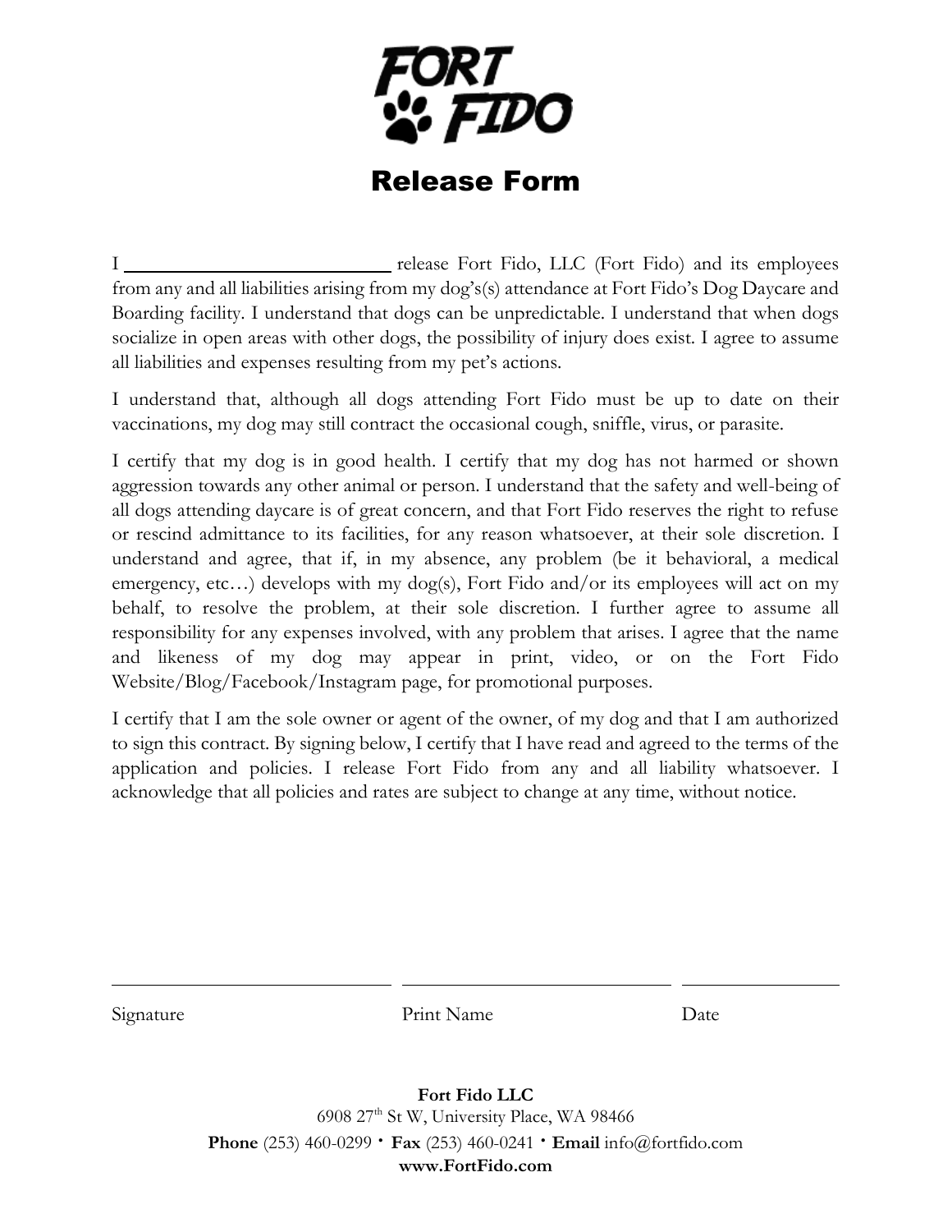FORT FIDO

# Release Form

I \_\_\_\_\_\_\_\_\_\_\_\_\_\_\_\_\_\_\_\_\_\_\_\_\_\_\_\_ release Fort Fido, LLC (Fort Fido) and its employees from any and all liabilities arising from my dog's(s) attendance at Fort Fido's Dog Daycare and Boarding facility. I understand that dogs can be unpredictable. I understand that when dogs socialize in open areas with other dogs, the possibility of injury does exist. I agree to assume all liabilities and expenses resulting from my pet's actions.

I understand that, although all dogs attending Fort Fido must be up to date on their vaccinations, my dog may still contract the occasional cough, sniffle, virus, or parasite.

I certify that my dog is in good health. I certify that my dog has not harmed or shown aggression towards any other animal or person. I understand that the safety and well-being of all dogs attending daycare is of great concern, and that Fort Fido reserves the right to refuse or rescind admittance to its facilities, for any reason whatsoever, at their sole discretion. I understand and agree, that if, in my absence, any problem (be it behavioral, a medical emergency, etc…) develops with my dog(s), Fort Fido and/or its employees will act on my behalf, to resolve the problem, at their sole discretion. I further agree to assume all responsibility for any expenses involved, with any problem that arises. I agree that the name and likeness of my dog may appear in print, video, or on the Fort Fido Website/Blog/Facebook/Instagram page, for promotional purposes.

I certify that I am the sole owner or agent of the owner, of my dog and that I am authorized to sign this contract. By signing below, I certify that I have read and agreed to the terms of the application and policies. I release Fort Fido from any and all liability whatsoever. I acknowledge that all policies and rates are subject to change at any time, without notice.

\_\_\_\_\_\_\_\_\_\_\_\_\_\_\_\_\_\_\_\_\_\_\_\_\_\_\_\_ \_\_\_\_\_\_\_\_\_\_\_\_\_\_\_\_\_\_\_\_\_\_\_\_\_\_\_\_ \_\_\_\_\_\_\_\_\_\_\_\_\_\_\_\_

Signature Print Name Date

**Fort Fido LLC**
6908 27th St W, University Place, WA 98466
**Phone** (253) 460-0299 • **Fax** (253) 460-0241 • **Email** info@fortfido.com
**www.FortFido.com**